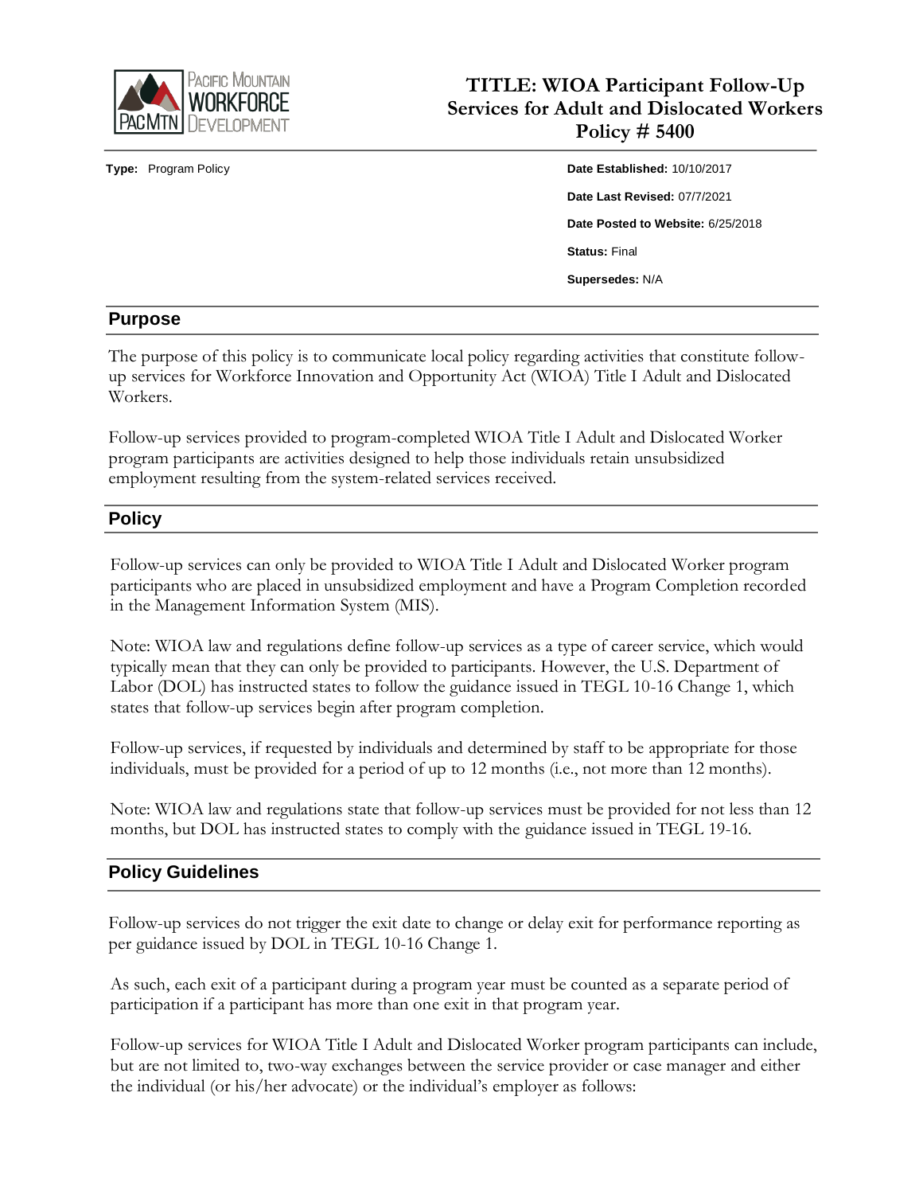# TITLE: WIOA Participant Follow-Up Services for Adult and Dislocated Workers Policy # 5400

**Type:** Program Policy

**Date Established:** 10/10/2017

**Date Last Revised:** 07/7/2021

**Date Posted to Website:** 6/25/2018

**Status:** Final

**Supersedes:** N/A

## Purpose

The purpose of this policy is to communicate local policy regarding activities that constitute follow-up services for Workforce Innovation and Opportunity Act (WIOA) Title I Adult and Dislocated Workers.

Follow-up services provided to program-completed WIOA Title I Adult and Dislocated Worker program participants are activities designed to help those individuals retain unsubsidized employment resulting from the system-related services received.

## Policy

Follow-up services can only be provided to WIOA Title I Adult and Dislocated Worker program participants who are placed in unsubsidized employment and have a Program Completion recorded in the Management Information System (MIS).

Note: WIOA law and regulations define follow-up services as a type of career service, which would typically mean that they can only be provided to participants. However, the U.S. Department of Labor (DOL) has instructed states to follow the guidance issued in TEGL 10-16 Change 1, which states that follow-up services begin after program completion.

Follow-up services, if requested by individuals and determined by staff to be appropriate for those individuals, must be provided for a period of up to 12 months (i.e., not more than 12 months).

Note: WIOA law and regulations state that follow-up services must be provided for not less than 12 months, but DOL has instructed states to comply with the guidance issued in TEGL 19-16.

## Policy Guidelines

Follow-up services do not trigger the exit date to change or delay exit for performance reporting as per guidance issued by DOL in TEGL 10-16 Change 1.

As such, each exit of a participant during a program year must be counted as a separate period of participation if a participant has more than one exit in that program year.

Follow-up services for WIOA Title I Adult and Dislocated Worker program participants can include, but are not limited to, two-way exchanges between the service provider or case manager and either the individual (or his/her advocate) or the individual's employer as follows: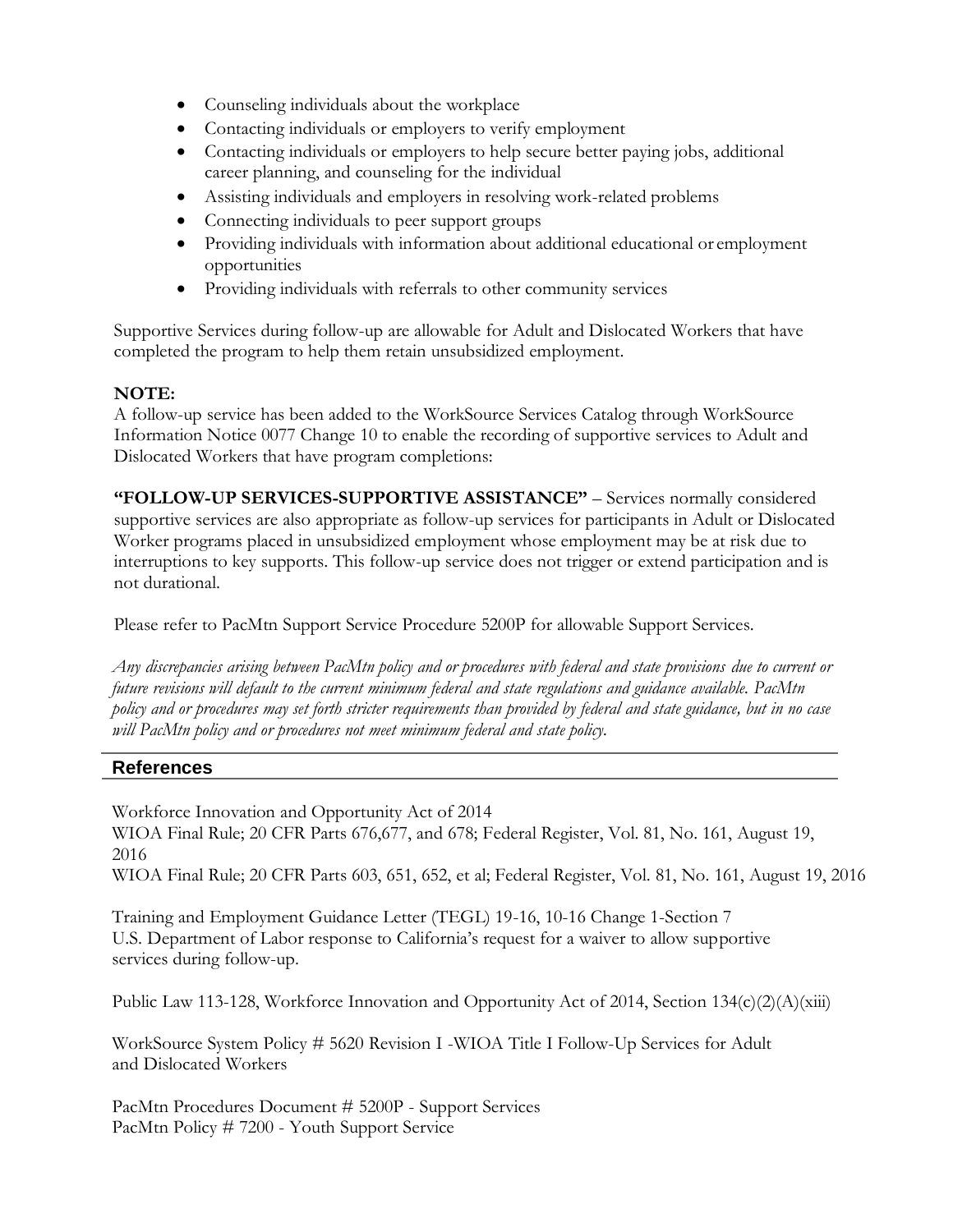- Counseling individuals about the workplace
- Contacting individuals or employers to verify employment
- Contacting individuals or employers to help secure better paying jobs, additional career planning, and counseling for the individual
- Assisting individuals and employers in resolving work-related problems
- Connecting individuals to peer support groups
- Providing individuals with information about additional educational or employment opportunities
- Providing individuals with referrals to other community services

Supportive Services during follow-up are allowable for Adult and Dislocated Workers that have completed the program to help them retain unsubsidized employment.

**NOTE:**
A follow-up service has been added to the WorkSource Services Catalog through WorkSource Information Notice 0077 Change 10 to enable the recording of supportive services to Adult and Dislocated Workers that have program completions:

**"FOLLOW-UP SERVICES-SUPPORTIVE ASSISTANCE"** – Services normally considered supportive services are also appropriate as follow-up services for participants in Adult or Dislocated Worker programs placed in unsubsidized employment whose employment may be at risk due to interruptions to key supports. This follow-up service does not trigger or extend participation and is not durational.

Please refer to PacMtn Support Service Procedure 5200P for allowable Support Services.

*Any discrepancies arising between PacMtn policy and or procedures with federal and state provisions due to current or future revisions will default to the current minimum federal and state regulations and guidance available. PacMtn policy and or procedures may set forth stricter requirements than provided by federal and state guidance, but in no case will PacMtn policy and or procedures not meet minimum federal and state policy.*

## References

Workforce Innovation and Opportunity Act of 2014
WIOA Final Rule; 20 CFR Parts 676,677, and 678; Federal Register, Vol. 81, No. 161, August 19, 2016
WIOA Final Rule; 20 CFR Parts 603, 651, 652, et al; Federal Register, Vol. 81, No. 161, August 19, 2016

Training and Employment Guidance Letter (TEGL) 19-16, 10-16 Change 1-Section 7
U.S. Department of Labor response to California's request for a waiver to allow supportive services during follow-up.

Public Law 113-128, Workforce Innovation and Opportunity Act of 2014, Section 134(c)(2)(A)(xiii)

WorkSource System Policy # 5620 Revision I -WIOA Title I Follow-Up Services for Adult and Dislocated Workers

PacMtn Procedures Document # 5200P - Support Services
PacMtn Policy # 7200 - Youth Support Service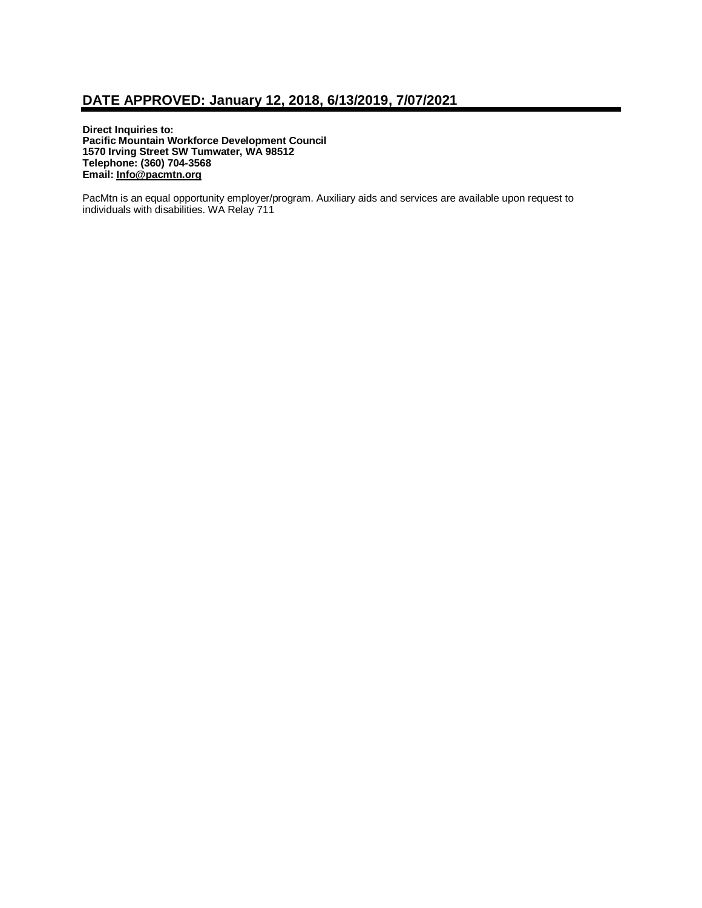## DATE APPROVED: January 12, 2018, 6/13/2019, 7/07/2021

**Direct Inquiries to:**
**Pacific Mountain Workforce Development Council**
**1570 Irving Street SW Tumwater, WA 98512**
**Telephone: (360) 704-3568**
**Email: Info@pacmtn.org**

PacMtn is an equal opportunity employer/program. Auxiliary aids and services are available upon request to individuals with disabilities. WA Relay 711